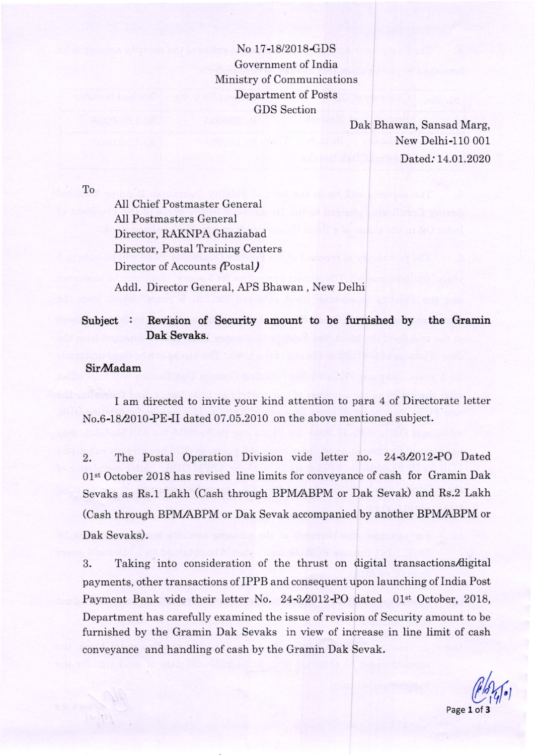No 17-18/2018-GDS
Government of India
Ministry of Communications
Department of Posts
GDS Section

Dak Bhawan, Sansad Marg,
New Delhi-110 001
Dated: 14.01.2020

To

All Chief Postmaster General
All Postmasters General
Director, RAKNPA Ghaziabad
Director, Postal Training Centers
Director of Accounts (Postal)
Addl. Director General, APS Bhawan, New Delhi

**Subject : Revision of Security amount to be furnished by the Gramin Dak Sevaks.**

**Sir/Madam**

I am directed to invite your kind attention to para 4 of Directorate letter No.6-18/2010-PE-II dated 07.05.2010 on the above mentioned subject.

2. The Postal Operation Division vide letter no. 24-3/2012-PO Dated 01st October 2018 has revised line limits for conveyance of cash for Gramin Dak Sevaks as Rs.1 Lakh (Cash through BPM/ABPM or Dak Sevak) and Rs.2 Lakh (Cash through BPM/ABPM or Dak Sevak accompanied by another BPM/ABPM or Dak Sevaks).

3. Taking into consideration of the thrust on digital transactions/digital payments, other transactions of IPPB and consequent upon launching of India Post Payment Bank vide their letter No. 24-3/2012-PO dated 01st October, 2018, Department has carefully examined the issue of revision of Security amount to be furnished by the Gramin Dak Sevaks in view of increase in line limit of cash conveyance and handling of cash by the Gramin Dak Sevak.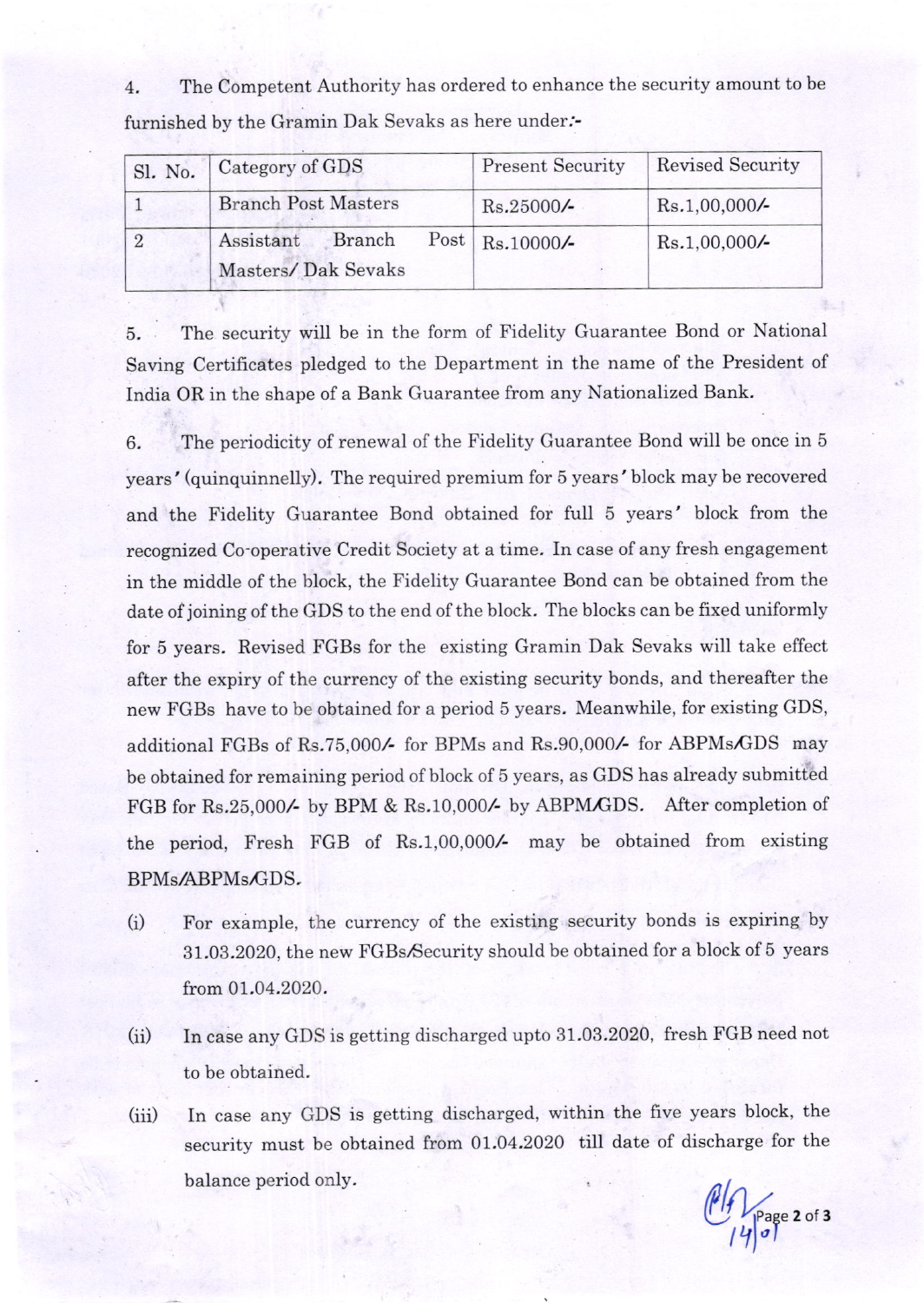4. The Competent Authority has ordered to enhance the security amount to be furnished by the Gramin Dak Sevaks as here under:-

| Sl. No. | Category of GDS | Present Security | Revised Security |
|---|---|---|---|
| 1 | Branch Post Masters | Rs.25000/- | Rs.1,00,000/- |
| 2 | Assistant Branch Post Masters/ Dak Sevaks | Rs.10000/- | Rs.1,00,000/- |

5. The security will be in the form of Fidelity Guarantee Bond or National Saving Certificates pledged to the Department in the name of the President of India OR in the shape of a Bank Guarantee from any Nationalized Bank.

6. The periodicity of renewal of the Fidelity Guarantee Bond will be once in 5 years' (quinquinnelly). The required premium for 5 years' block may be recovered and the Fidelity Guarantee Bond obtained for full 5 years' block from the recognized Co-operative Credit Society at a time. In case of any fresh engagement in the middle of the block, the Fidelity Guarantee Bond can be obtained from the date of joining of the GDS to the end of the block. The blocks can be fixed uniformly for 5 years. Revised FGBs for the existing Gramin Dak Sevaks will take effect after the expiry of the currency of the existing security bonds, and thereafter the new FGBs have to be obtained for a period 5 years. Meanwhile, for existing GDS, additional FGBs of Rs.75,000/- for BPMs and Rs.90,000/- for ABPMs/GDS may be obtained for remaining period of block of 5 years, as GDS has already submitted FGB for Rs.25,000/- by BPM & Rs.10,000/- by ABPM/GDS. After completion of the period, Fresh FGB of Rs.1,00,000/- may be obtained from existing BPMs/ABPMs/GDS.

(i) For example, the currency of the existing security bonds is expiring by 31.03.2020, the new FGBs/Security should be obtained for a block of 5 years from 01.04.2020.

(ii) In case any GDS is getting discharged upto 31.03.2020, fresh FGB need not to be obtained.

(iii) In case any GDS is getting discharged, within the five years block, the security must be obtained from 01.04.2020 till date of discharge for the balance period only.